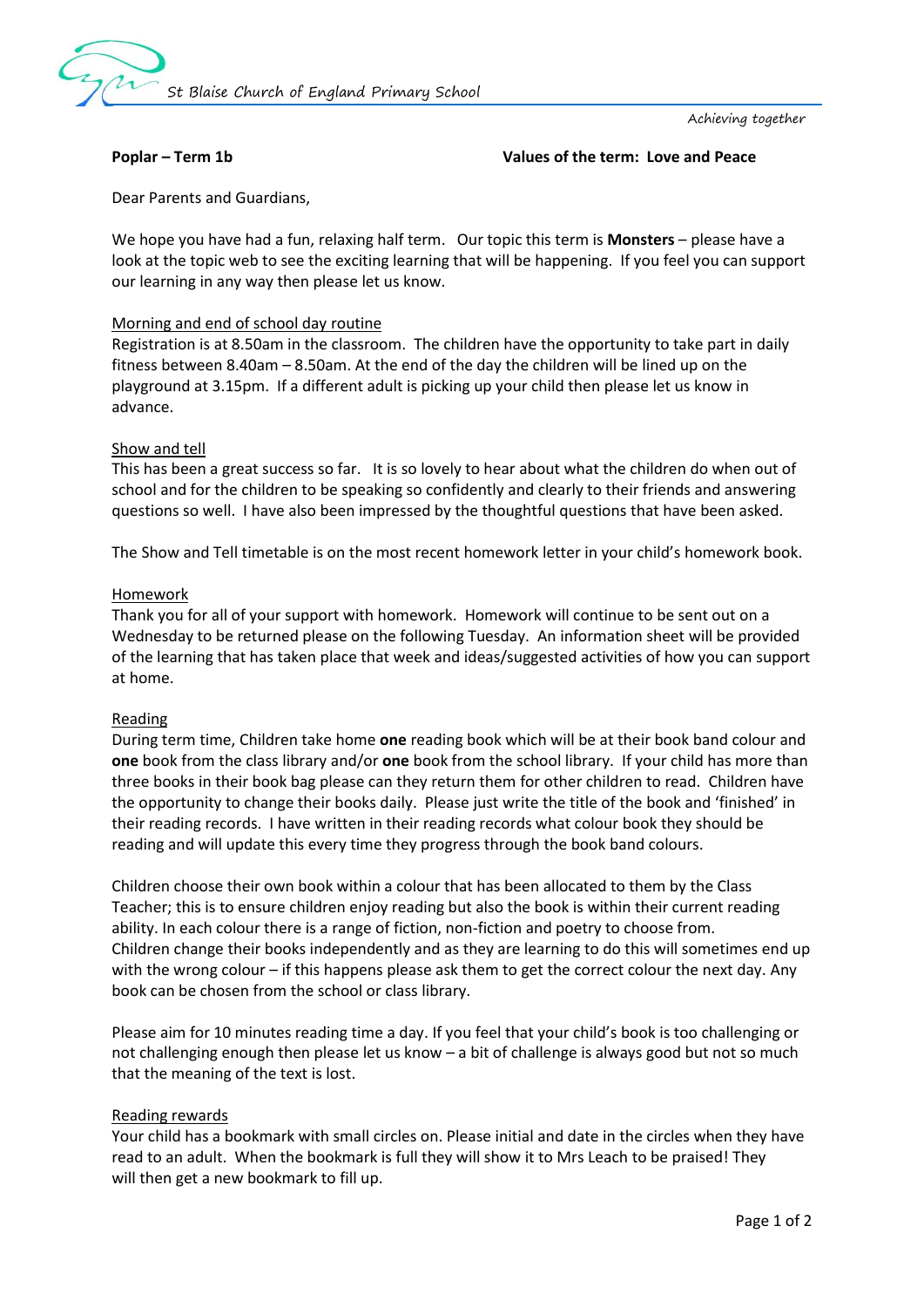St Blaise Church of England Primary School

*Achieving together*

**Poplar – Term 1b** **Values of the term: Love and Peace**

Dear Parents and Guardians,

We hope you have had a fun, relaxing half term. Our topic this term is **Monsters** – please have a look at the topic web to see the exciting learning that will be happening. If you feel you can support our learning in any way then please let us know.

## Morning and end of school day routine

Registration is at 8.50am in the classroom. The children have the opportunity to take part in daily fitness between 8.40am – 8.50am. At the end of the day the children will be lined up on the playground at 3.15pm. If a different adult is picking up your child then please let us know in advance.

## Show and tell

This has been a great success so far. It is so lovely to hear about what the children do when out of school and for the children to be speaking so confidently and clearly to their friends and answering questions so well. I have also been impressed by the thoughtful questions that have been asked.

The Show and Tell timetable is on the most recent homework letter in your child's homework book.

## Homework

Thank you for all of your support with homework. Homework will continue to be sent out on a Wednesday to be returned please on the following Tuesday. An information sheet will be provided of the learning that has taken place that week and ideas/suggested activities of how you can support at home.

## Reading

During term time, Children take home **one** reading book which will be at their book band colour and **one** book from the class library and/or **one** book from the school library. If your child has more than three books in their book bag please can they return them for other children to read. Children have the opportunity to change their books daily. Please just write the title of the book and 'finished' in their reading records. I have written in their reading records what colour book they should be reading and will update this every time they progress through the book band colours.

Children choose their own book within a colour that has been allocated to them by the Class Teacher; this is to ensure children enjoy reading but also the book is within their current reading ability. In each colour there is a range of fiction, non-fiction and poetry to choose from. Children change their books independently and as they are learning to do this will sometimes end up with the wrong colour – if this happens please ask them to get the correct colour the next day. Any book can be chosen from the school or class library.

Please aim for 10 minutes reading time a day. If you feel that your child's book is too challenging or not challenging enough then please let us know – a bit of challenge is always good but not so much that the meaning of the text is lost.

## Reading rewards

Your child has a bookmark with small circles on. Please initial and date in the circles when they have read to an adult. When the bookmark is full they will show it to Mrs Leach to be praised! They will then get a new bookmark to fill up.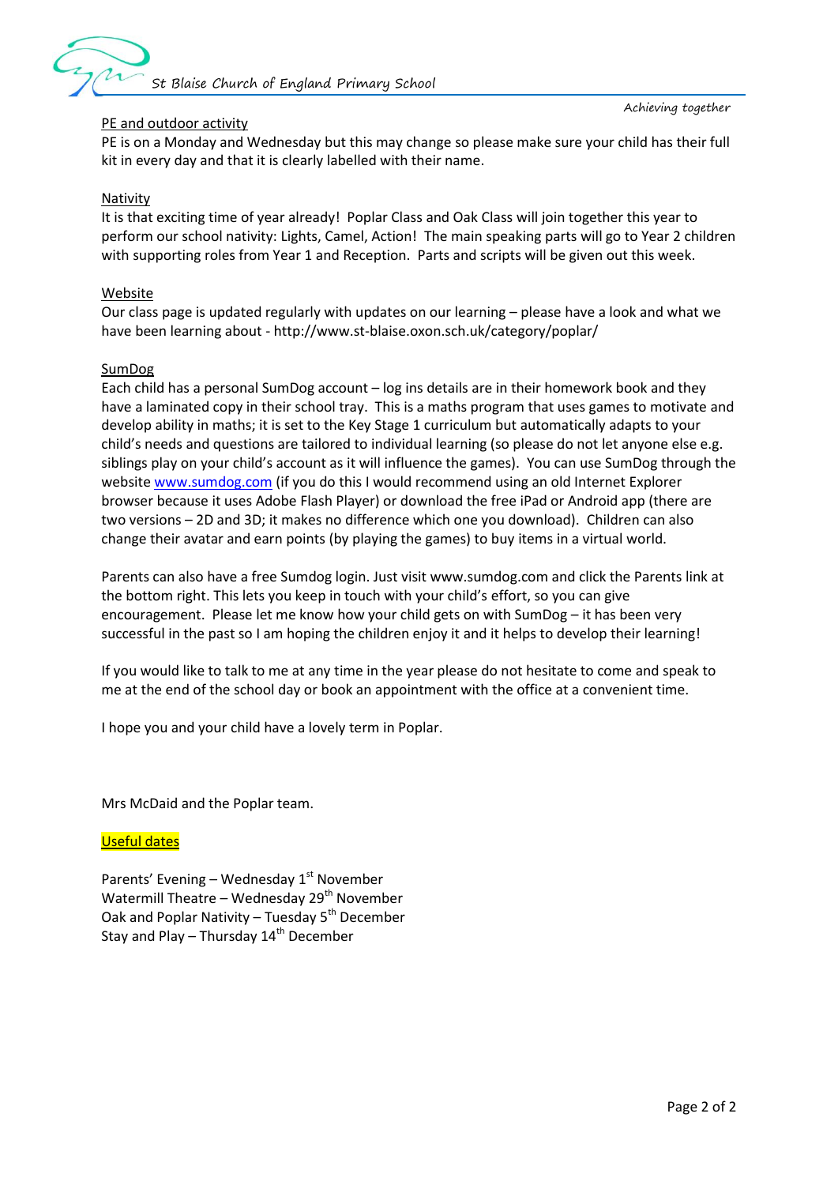## PE and outdoor activity

PE is on a Monday and Wednesday but this may change so please make sure your child has their full kit in every day and that it is clearly labelled with their name.

## Nativity

It is that exciting time of year already! Poplar Class and Oak Class will join together this year to perform our school nativity: Lights, Camel, Action! The main speaking parts will go to Year 2 children with supporting roles from Year 1 and Reception. Parts and scripts will be given out this week.

## Website

Our class page is updated regularly with updates on our learning – please have a look and what we have been learning about - http://www.st-blaise.oxon.sch.uk/category/poplar/

## SumDog

Each child has a personal SumDog account – log ins details are in their homework book and they have a laminated copy in their school tray. This is a maths program that uses games to motivate and develop ability in maths; it is set to the Key Stage 1 curriculum but automatically adapts to your child's needs and questions are tailored to individual learning (so please do not let anyone else e.g. siblings play on your child's account as it will influence the games). You can use SumDog through the website www.sumdog.com (if you do this I would recommend using an old Internet Explorer browser because it uses Adobe Flash Player) or download the free iPad or Android app (there are two versions – 2D and 3D; it makes no difference which one you download). Children can also change their avatar and earn points (by playing the games) to buy items in a virtual world.

Parents can also have a free Sumdog login. Just visit www.sumdog.com and click the Parents link at the bottom right. This lets you keep in touch with your child's effort, so you can give encouragement. Please let me know how your child gets on with SumDog – it has been very successful in the past so I am hoping the children enjoy it and it helps to develop their learning!

If you would like to talk to me at any time in the year please do not hesitate to come and speak to me at the end of the school day or book an appointment with the office at a convenient time.

I hope you and your child have a lovely term in Poplar.

Mrs McDaid and the Poplar team.

## Useful dates

Parents' Evening – Wednesday 1st November
Watermill Theatre – Wednesday 29th November
Oak and Poplar Nativity – Tuesday 5th December
Stay and Play – Thursday 14th December